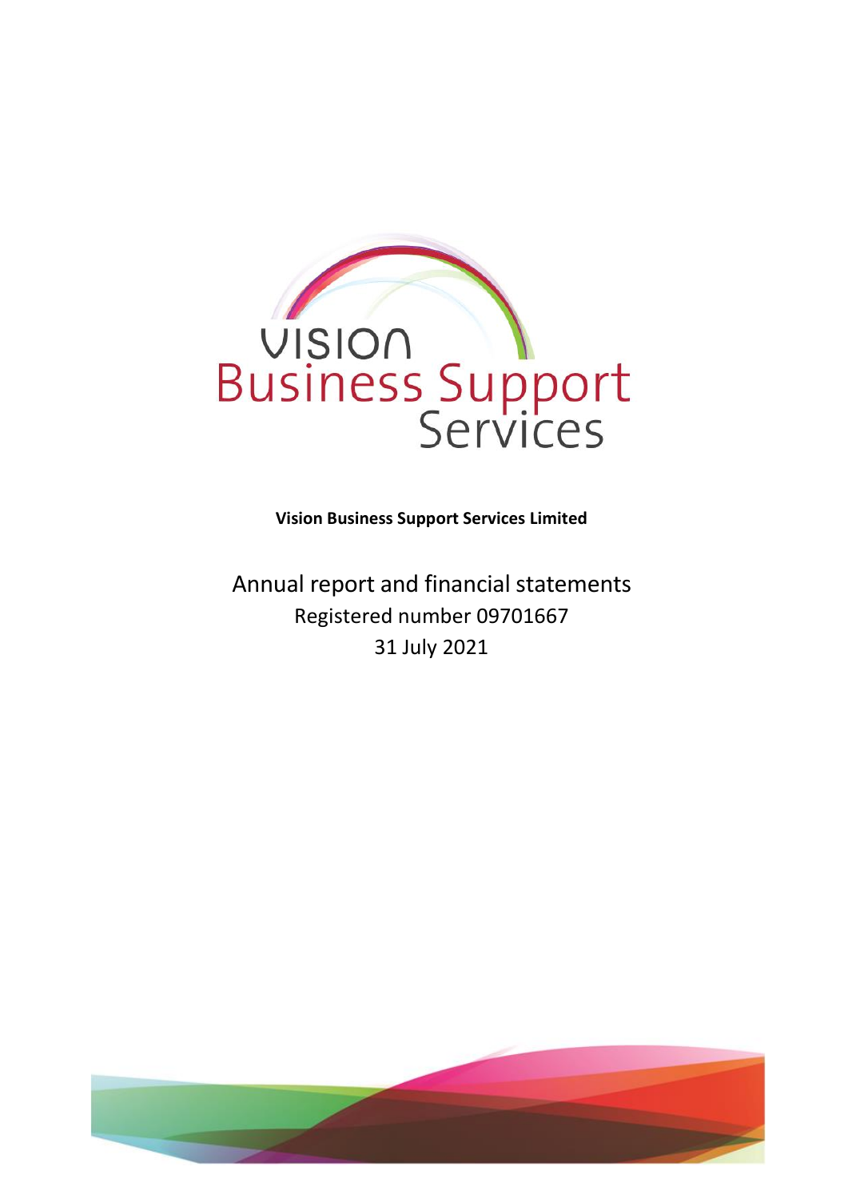VISION
Business Support
Services

**Vision Business Support Services Limited**

# Annual report and financial statements

Registered number 09701667

31 July 2021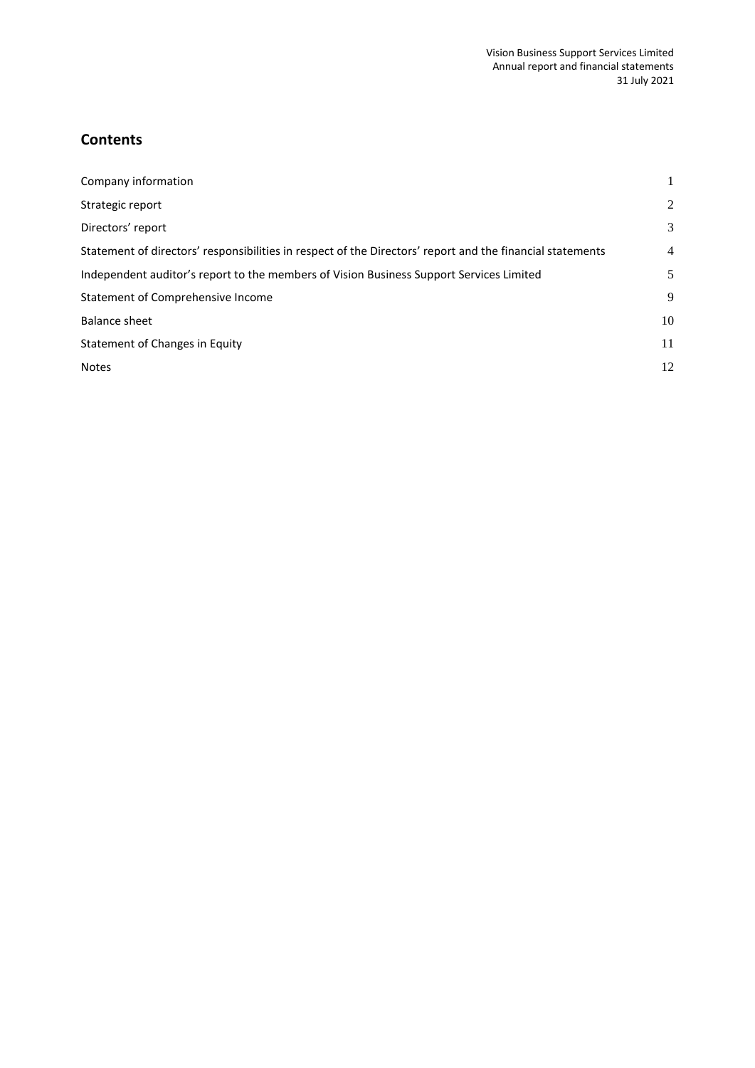## Contents

| | |
|---|---|
| Company information | 1 |
| Strategic report | 2 |
| Directors' report | 3 |
| Statement of directors' responsibilities in respect of the Directors' report and the financial statements | 4 |
| Independent auditor's report to the members of Vision Business Support Services Limited | 5 |
| Statement of Comprehensive Income | 9 |
| Balance sheet | 10 |
| Statement of Changes in Equity | 11 |
| Notes | 12 |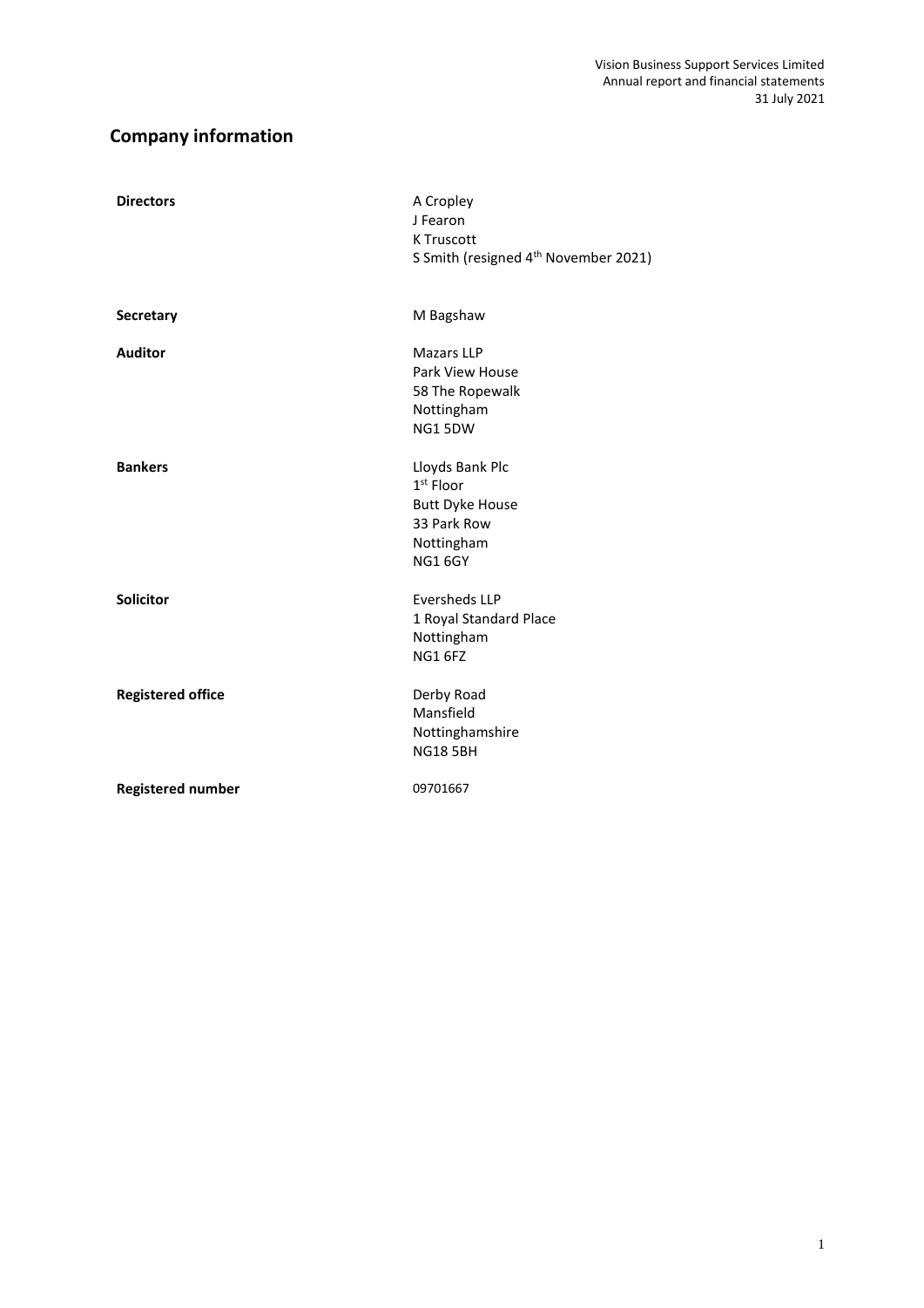# Company information

| | |
|---|---|
| **Directors** | A Cropley<br>J Fearon<br>K Truscott<br>S Smith (resigned 4th November 2021) |
| **Secretary** | M Bagshaw |
| **Auditor** | Mazars LLP<br>Park View House<br>58 The Ropewalk<br>Nottingham<br>NG1 5DW |
| **Bankers** | Lloyds Bank Plc<br>1st Floor<br>Butt Dyke House<br>33 Park Row<br>Nottingham<br>NG1 6GY |
| **Solicitor** | Eversheds LLP<br>1 Royal Standard Place<br>Nottingham<br>NG1 6FZ |
| **Registered office** | Derby Road<br>Mansfield<br>Nottinghamshire<br>NG18 5BH |
| **Registered number** | 09701667 |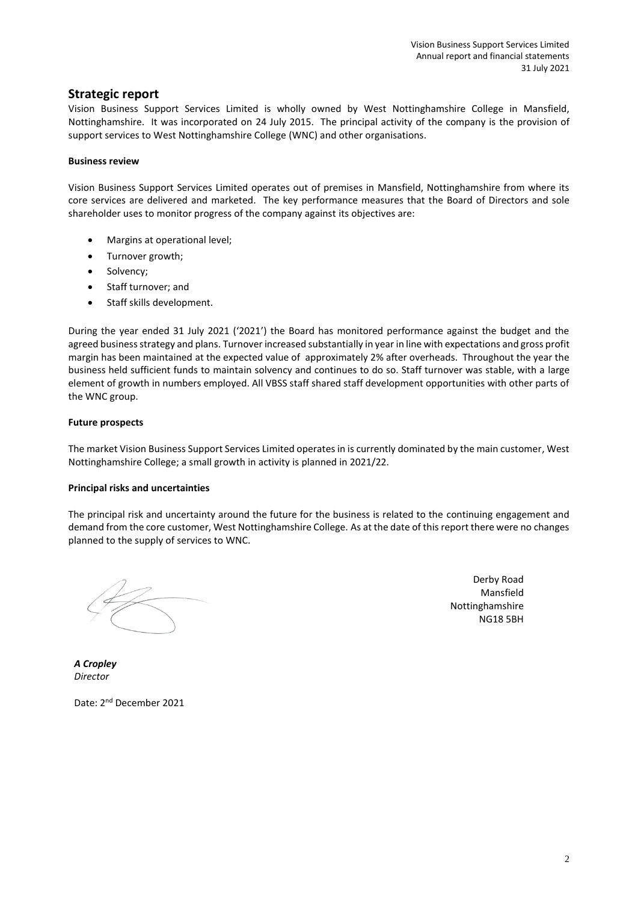## Strategic report

Vision Business Support Services Limited is wholly owned by West Nottinghamshire College in Mansfield, Nottinghamshire. It was incorporated on 24 July 2015. The principal activity of the company is the provision of support services to West Nottinghamshire College (WNC) and other organisations.

**Business review**

Vision Business Support Services Limited operates out of premises in Mansfield, Nottinghamshire from where its core services are delivered and marketed. The key performance measures that the Board of Directors and sole shareholder uses to monitor progress of the company against its objectives are:

- Margins at operational level;
- Turnover growth;
- Solvency;
- Staff turnover; and
- Staff skills development.

During the year ended 31 July 2021 ('2021') the Board has monitored performance against the budget and the agreed business strategy and plans. Turnover increased substantially in year in line with expectations and gross profit margin has been maintained at the expected value of approximately 2% after overheads. Throughout the year the business held sufficient funds to maintain solvency and continues to do so. Staff turnover was stable, with a large element of growth in numbers employed. All VBSS staff shared staff development opportunities with other parts of the WNC group.

**Future prospects**

The market Vision Business Support Services Limited operates in is currently dominated by the main customer, West Nottinghamshire College; a small growth in activity is planned in 2021/22.

**Principal risks and uncertainties**

The principal risk and uncertainty around the future for the business is related to the continuing engagement and demand from the core customer, West Nottinghamshire College. As at the date of this report there were no changes planned to the supply of services to WNC.

Derby Road
Mansfield
Nottinghamshire
NG18 5BH

***A Cropley***
*Director*

Date: 2nd December 2021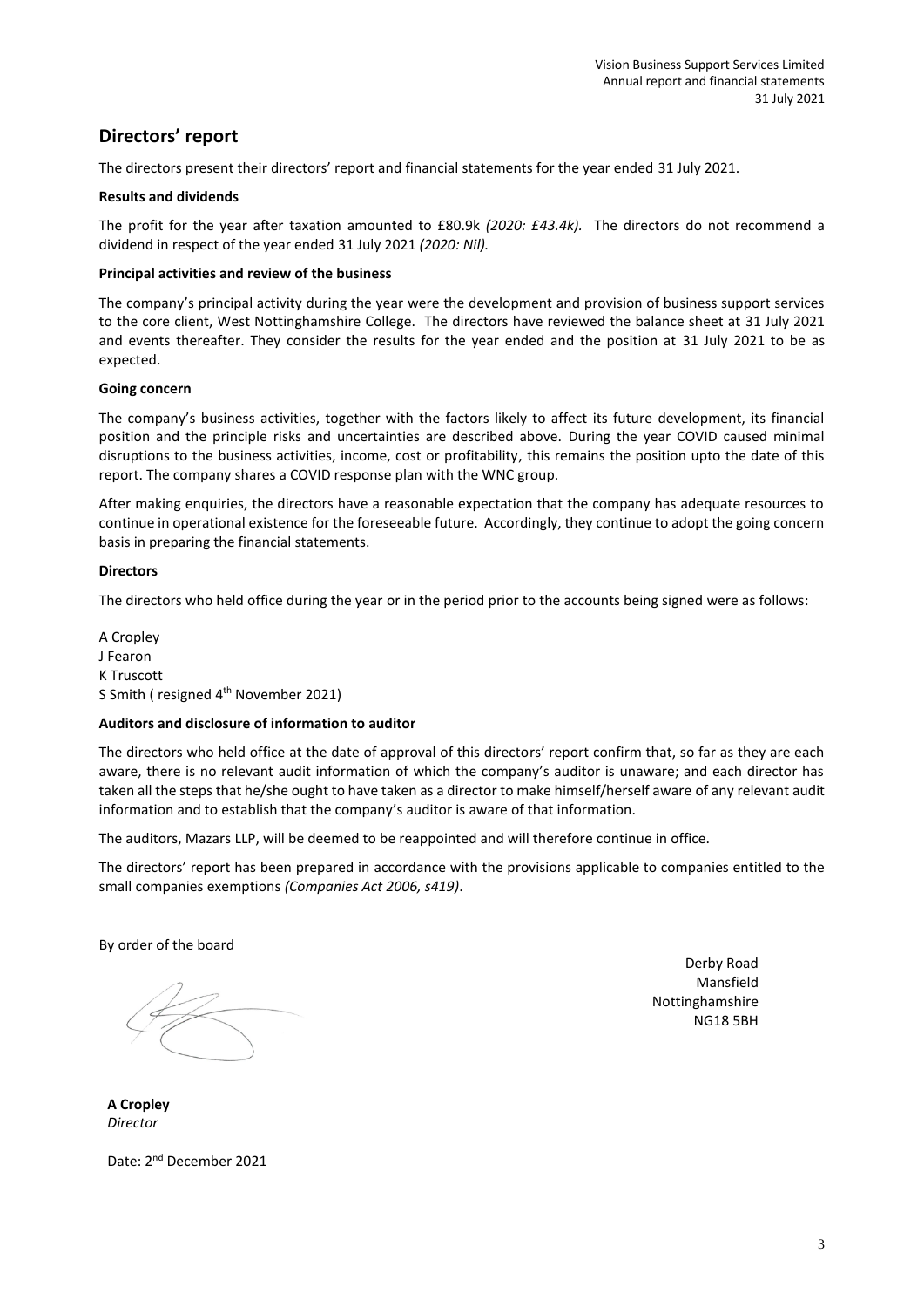## Directors' report

The directors present their directors' report and financial statements for the year ended 31 July 2021.

**Results and dividends**

The profit for the year after taxation amounted to £80.9k *(2020: £43.4k).* The directors do not recommend a dividend in respect of the year ended 31 July 2021 *(2020: Nil).*

**Principal activities and review of the business**

The company's principal activity during the year were the development and provision of business support services to the core client, West Nottinghamshire College. The directors have reviewed the balance sheet at 31 July 2021 and events thereafter. They consider the results for the year ended and the position at 31 July 2021 to be as expected.

**Going concern**

The company's business activities, together with the factors likely to affect its future development, its financial position and the principle risks and uncertainties are described above. During the year COVID caused minimal disruptions to the business activities, income, cost or profitability, this remains the position upto the date of this report. The company shares a COVID response plan with the WNC group.

After making enquiries, the directors have a reasonable expectation that the company has adequate resources to continue in operational existence for the foreseeable future. Accordingly, they continue to adopt the going concern basis in preparing the financial statements.

**Directors**

The directors who held office during the year or in the period prior to the accounts being signed were as follows:

A Cropley
J Fearon
K Truscott
S Smith ( resigned 4th November 2021)

**Auditors and disclosure of information to auditor**

The directors who held office at the date of approval of this directors' report confirm that, so far as they are each aware, there is no relevant audit information of which the company's auditor is unaware; and each director has taken all the steps that he/she ought to have taken as a director to make himself/herself aware of any relevant audit information and to establish that the company's auditor is aware of that information.

The auditors, Mazars LLP, will be deemed to be reappointed and will therefore continue in office.

The directors' report has been prepared in accordance with the provisions applicable to companies entitled to the small companies exemptions *(Companies Act 2006, s419)*.

By order of the board

Derby Road
Mansfield
Nottinghamshire
NG18 5BH

**A Cropley**
*Director*

Date: 2nd December 2021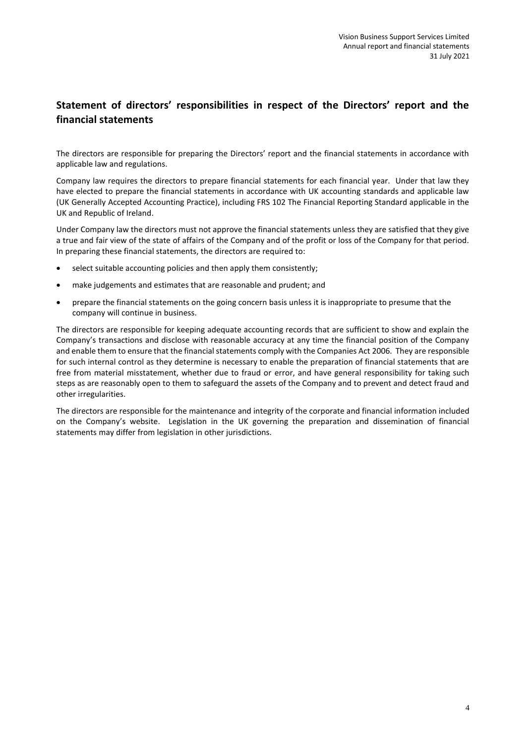## Statement of directors' responsibilities in respect of the Directors' report and the financial statements

The directors are responsible for preparing the Directors' report and the financial statements in accordance with applicable law and regulations.

Company law requires the directors to prepare financial statements for each financial year. Under that law they have elected to prepare the financial statements in accordance with UK accounting standards and applicable law (UK Generally Accepted Accounting Practice), including FRS 102 The Financial Reporting Standard applicable in the UK and Republic of Ireland.

Under Company law the directors must not approve the financial statements unless they are satisfied that they give a true and fair view of the state of affairs of the Company and of the profit or loss of the Company for that period. In preparing these financial statements, the directors are required to:

- select suitable accounting policies and then apply them consistently;
- make judgements and estimates that are reasonable and prudent; and
- prepare the financial statements on the going concern basis unless it is inappropriate to presume that the company will continue in business.

The directors are responsible for keeping adequate accounting records that are sufficient to show and explain the Company's transactions and disclose with reasonable accuracy at any time the financial position of the Company and enable them to ensure that the financial statements comply with the Companies Act 2006. They are responsible for such internal control as they determine is necessary to enable the preparation of financial statements that are free from material misstatement, whether due to fraud or error, and have general responsibility for taking such steps as are reasonably open to them to safeguard the assets of the Company and to prevent and detect fraud and other irregularities.

The directors are responsible for the maintenance and integrity of the corporate and financial information included on the Company's website. Legislation in the UK governing the preparation and dissemination of financial statements may differ from legislation in other jurisdictions.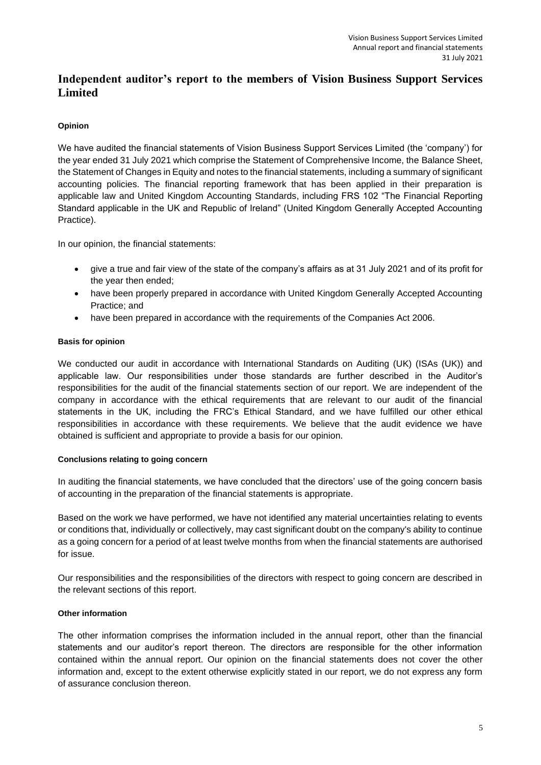# Independent auditor's report to the members of Vision Business Support Services Limited

#### Opinion

We have audited the financial statements of Vision Business Support Services Limited (the 'company') for the year ended 31 July 2021 which comprise the Statement of Comprehensive Income, the Balance Sheet, the Statement of Changes in Equity and notes to the financial statements, including a summary of significant accounting policies. The financial reporting framework that has been applied in their preparation is applicable law and United Kingdom Accounting Standards, including FRS 102 "The Financial Reporting Standard applicable in the UK and Republic of Ireland" (United Kingdom Generally Accepted Accounting Practice).

In our opinion, the financial statements:

- give a true and fair view of the state of the company's affairs as at 31 July 2021 and of its profit for the year then ended;
- have been properly prepared in accordance with United Kingdom Generally Accepted Accounting Practice; and
- have been prepared in accordance with the requirements of the Companies Act 2006.

#### Basis for opinion

We conducted our audit in accordance with International Standards on Auditing (UK) (ISAs (UK)) and applicable law. Our responsibilities under those standards are further described in the Auditor's responsibilities for the audit of the financial statements section of our report. We are independent of the company in accordance with the ethical requirements that are relevant to our audit of the financial statements in the UK, including the FRC's Ethical Standard, and we have fulfilled our other ethical responsibilities in accordance with these requirements. We believe that the audit evidence we have obtained is sufficient and appropriate to provide a basis for our opinion.

#### Conclusions relating to going concern

In auditing the financial statements, we have concluded that the directors' use of the going concern basis of accounting in the preparation of the financial statements is appropriate.

Based on the work we have performed, we have not identified any material uncertainties relating to events or conditions that, individually or collectively, may cast significant doubt on the company's ability to continue as a going concern for a period of at least twelve months from when the financial statements are authorised for issue.

Our responsibilities and the responsibilities of the directors with respect to going concern are described in the relevant sections of this report.

#### Other information

The other information comprises the information included in the annual report, other than the financial statements and our auditor's report thereon. The directors are responsible for the other information contained within the annual report. Our opinion on the financial statements does not cover the other information and, except to the extent otherwise explicitly stated in our report, we do not express any form of assurance conclusion thereon.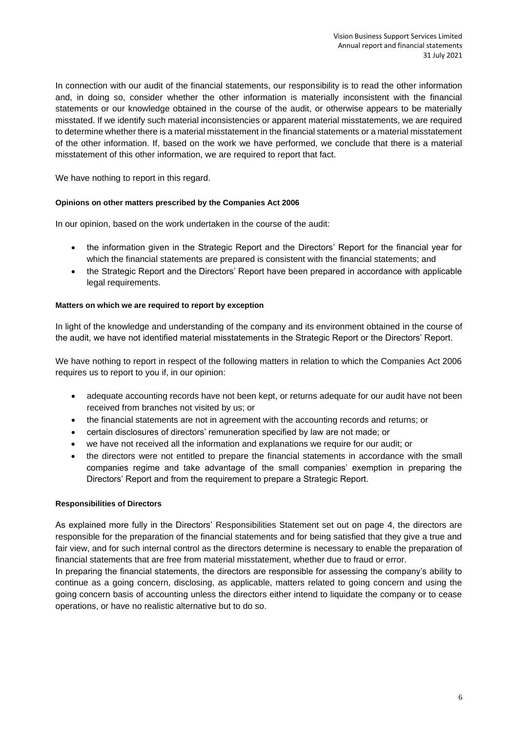In connection with our audit of the financial statements, our responsibility is to read the other information and, in doing so, consider whether the other information is materially inconsistent with the financial statements or our knowledge obtained in the course of the audit, or otherwise appears to be materially misstated. If we identify such material inconsistencies or apparent material misstatements, we are required to determine whether there is a material misstatement in the financial statements or a material misstatement of the other information. If, based on the work we have performed, we conclude that there is a material misstatement of this other information, we are required to report that fact.

We have nothing to report in this regard.

**Opinions on other matters prescribed by the Companies Act 2006**

In our opinion, based on the work undertaken in the course of the audit:

- the information given in the Strategic Report and the Directors' Report for the financial year for which the financial statements are prepared is consistent with the financial statements; and
- the Strategic Report and the Directors' Report have been prepared in accordance with applicable legal requirements.

**Matters on which we are required to report by exception**

In light of the knowledge and understanding of the company and its environment obtained in the course of the audit, we have not identified material misstatements in the Strategic Report or the Directors' Report.

We have nothing to report in respect of the following matters in relation to which the Companies Act 2006 requires us to report to you if, in our opinion:

- adequate accounting records have not been kept, or returns adequate for our audit have not been received from branches not visited by us; or
- the financial statements are not in agreement with the accounting records and returns; or
- certain disclosures of directors' remuneration specified by law are not made; or
- we have not received all the information and explanations we require for our audit; or
- the directors were not entitled to prepare the financial statements in accordance with the small companies regime and take advantage of the small companies' exemption in preparing the Directors' Report and from the requirement to prepare a Strategic Report.

**Responsibilities of Directors**

As explained more fully in the Directors' Responsibilities Statement set out on page 4, the directors are responsible for the preparation of the financial statements and for being satisfied that they give a true and fair view, and for such internal control as the directors determine is necessary to enable the preparation of financial statements that are free from material misstatement, whether due to fraud or error.

In preparing the financial statements, the directors are responsible for assessing the company's ability to continue as a going concern, disclosing, as applicable, matters related to going concern and using the going concern basis of accounting unless the directors either intend to liquidate the company or to cease operations, or have no realistic alternative but to do so.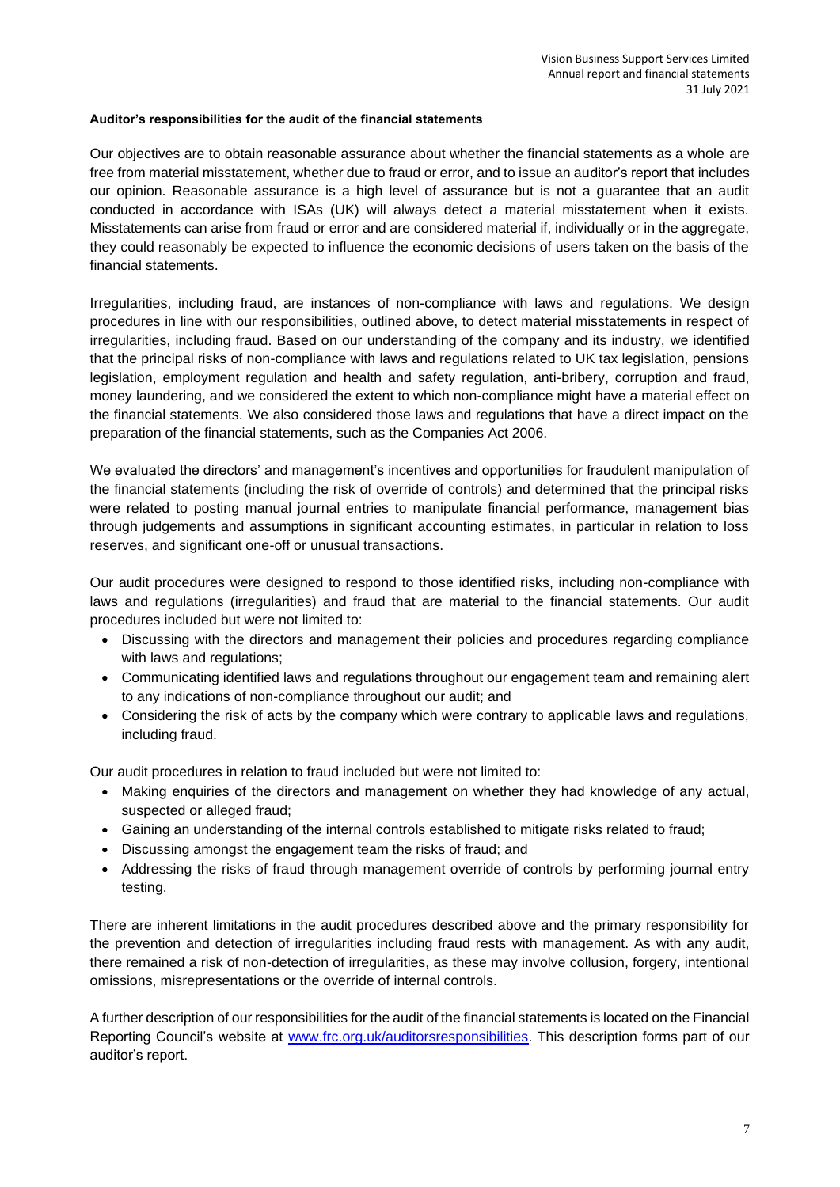**Auditor's responsibilities for the audit of the financial statements**

Our objectives are to obtain reasonable assurance about whether the financial statements as a whole are free from material misstatement, whether due to fraud or error, and to issue an auditor's report that includes our opinion. Reasonable assurance is a high level of assurance but is not a guarantee that an audit conducted in accordance with ISAs (UK) will always detect a material misstatement when it exists. Misstatements can arise from fraud or error and are considered material if, individually or in the aggregate, they could reasonably be expected to influence the economic decisions of users taken on the basis of the financial statements.

Irregularities, including fraud, are instances of non-compliance with laws and regulations. We design procedures in line with our responsibilities, outlined above, to detect material misstatements in respect of irregularities, including fraud. Based on our understanding of the company and its industry, we identified that the principal risks of non-compliance with laws and regulations related to UK tax legislation, pensions legislation, employment regulation and health and safety regulation, anti-bribery, corruption and fraud, money laundering, and we considered the extent to which non-compliance might have a material effect on the financial statements. We also considered those laws and regulations that have a direct impact on the preparation of the financial statements, such as the Companies Act 2006.

We evaluated the directors' and management's incentives and opportunities for fraudulent manipulation of the financial statements (including the risk of override of controls) and determined that the principal risks were related to posting manual journal entries to manipulate financial performance, management bias through judgements and assumptions in significant accounting estimates, in particular in relation to loss reserves, and significant one-off or unusual transactions.

Our audit procedures were designed to respond to those identified risks, including non-compliance with laws and regulations (irregularities) and fraud that are material to the financial statements. Our audit procedures included but were not limited to:

- Discussing with the directors and management their policies and procedures regarding compliance with laws and regulations;
- Communicating identified laws and regulations throughout our engagement team and remaining alert to any indications of non-compliance throughout our audit; and
- Considering the risk of acts by the company which were contrary to applicable laws and regulations, including fraud.

Our audit procedures in relation to fraud included but were not limited to:

- Making enquiries of the directors and management on whether they had knowledge of any actual, suspected or alleged fraud;
- Gaining an understanding of the internal controls established to mitigate risks related to fraud;
- Discussing amongst the engagement team the risks of fraud; and
- Addressing the risks of fraud through management override of controls by performing journal entry testing.

There are inherent limitations in the audit procedures described above and the primary responsibility for the prevention and detection of irregularities including fraud rests with management. As with any audit, there remained a risk of non-detection of irregularities, as these may involve collusion, forgery, intentional omissions, misrepresentations or the override of internal controls.

A further description of our responsibilities for the audit of the financial statements is located on the Financial Reporting Council's website at [www.frc.org.uk/auditorsresponsibilities](http://www.frc.org.uk/auditorsresponsibilities). This description forms part of our auditor's report.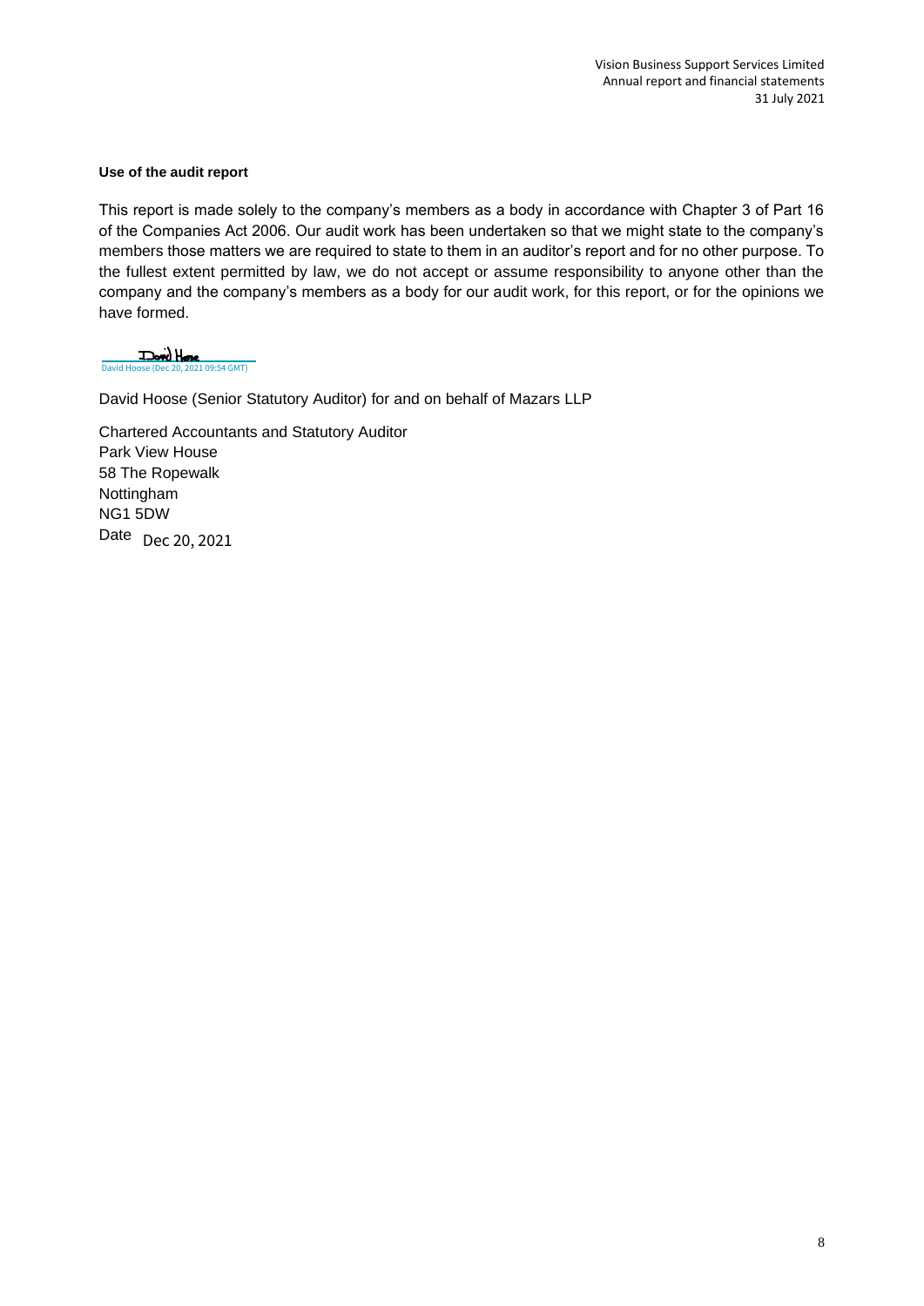**Use of the audit report**

This report is made solely to the company's members as a body in accordance with Chapter 3 of Part 16 of the Companies Act 2006. Our audit work has been undertaken so that we might state to the company's members those matters we are required to state to them in an auditor's report and for no other purpose. To the fullest extent permitted by law, we do not accept or assume responsibility to anyone other than the company and the company's members as a body for our audit work, for this report, or for the opinions we have formed.

David Hoose (Dec 20, 2021 09:54 GMT)

David Hoose (Senior Statutory Auditor) for and on behalf of Mazars LLP

Chartered Accountants and Statutory Auditor
Park View House
58 The Ropewalk
Nottingham
NG1 5DW
Date Dec 20, 2021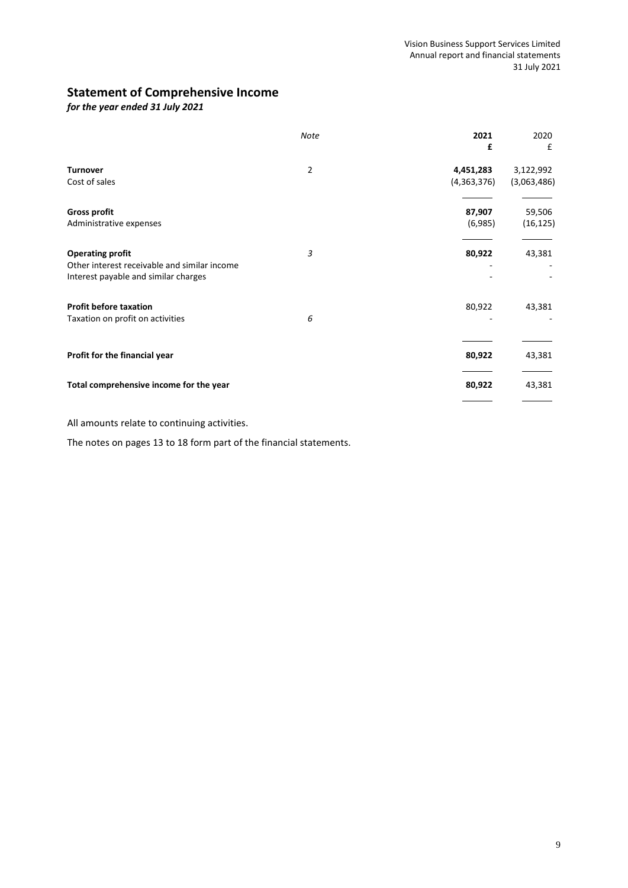# Statement of Comprehensive Income

*for the year ended 31 July 2021*

| | *Note* | **2021** | 2020 |
|---|---|---|---|
| | | **£** | £ |
| **Turnover** | 2 | **4,451,283** | 3,122,992 |
| Cost of sales | | (4,363,376) | (3,063,486) |
| **Gross profit** | | **87,907** | 59,506 |
| Administrative expenses | | (6,985) | (16,125) |
| **Operating profit** | *3* | **80,922** | 43,381 |
| Other interest receivable and similar income | | - | - |
| Interest payable and similar charges | | - | - |
| **Profit before taxation** | | 80,922 | 43,381 |
| Taxation on profit on activities | *6* | - | - |
| **Profit for the financial year** | | **80,922** | 43,381 |
| **Total comprehensive income for the year** | | **80,922** | 43,381 |

All amounts relate to continuing activities.

The notes on pages 13 to 18 form part of the financial statements.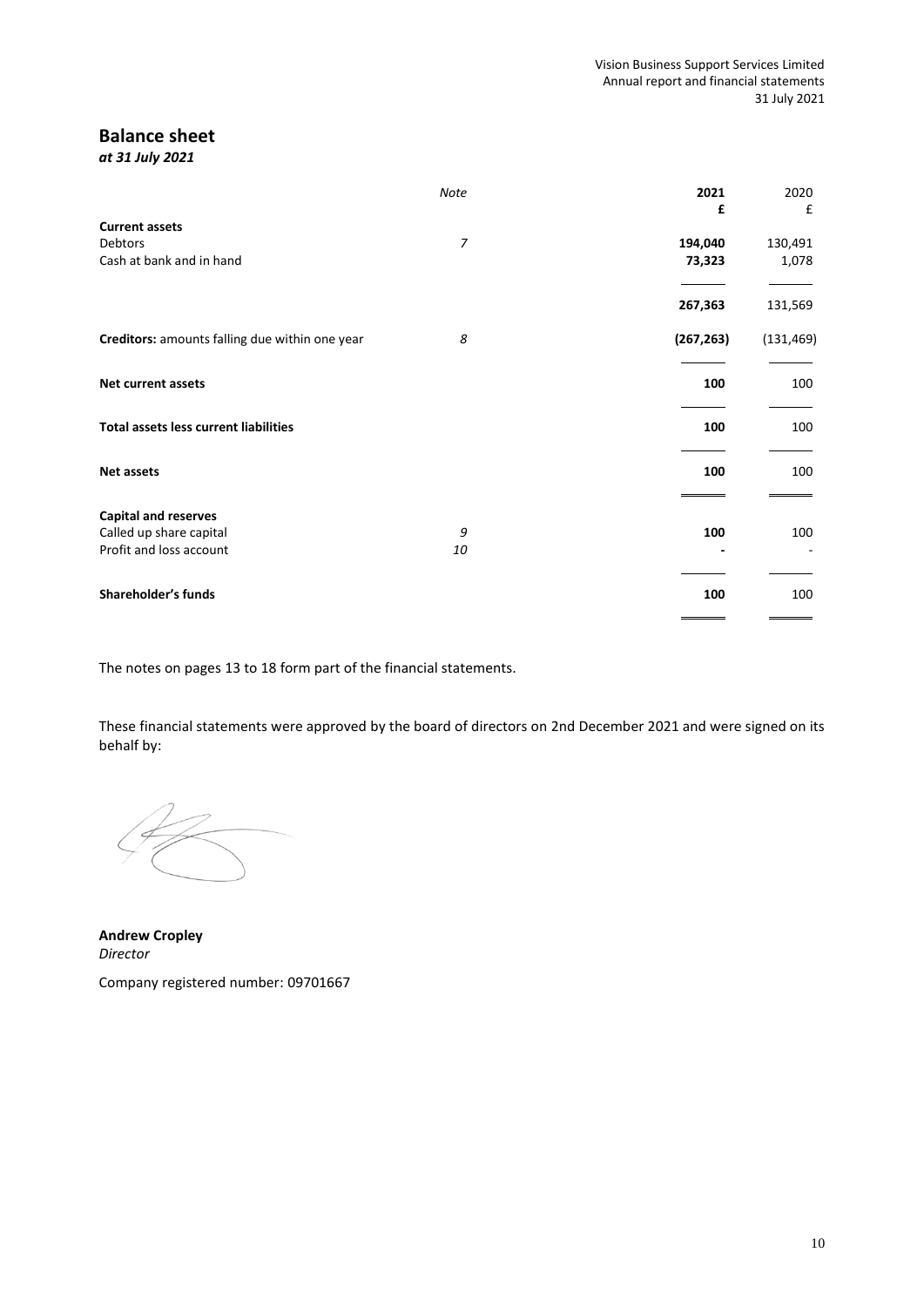# Balance sheet

*at 31 July 2021*

| | *Note* | **2021** | 2020 |
|---|---|---|---|
| | | **£** | £ |
| **Current assets** | | | |
| Debtors | *7* | **194,040** | 130,491 |
| Cash at bank and in hand | | **73,323** | 1,078 |
| | | **267,363** | 131,569 |
| **Creditors:** amounts falling due within one year | *8* | **(267,263)** | (131,469) |
| **Net current assets** | | **100** | 100 |
| **Total assets less current liabilities** | | **100** | 100 |
| **Net assets** | | **100** | 100 |
| **Capital and reserves** | | | |
| Called up share capital | *9* | **100** | 100 |
| Profit and loss account | *10* | **-** | - |
| **Shareholder's funds** | | **100** | 100 |

The notes on pages 13 to 18 form part of the financial statements.

These financial statements were approved by the board of directors on 2nd December 2021 and were signed on its behalf by:

**Andrew Cropley**
*Director*

Company registered number: 09701667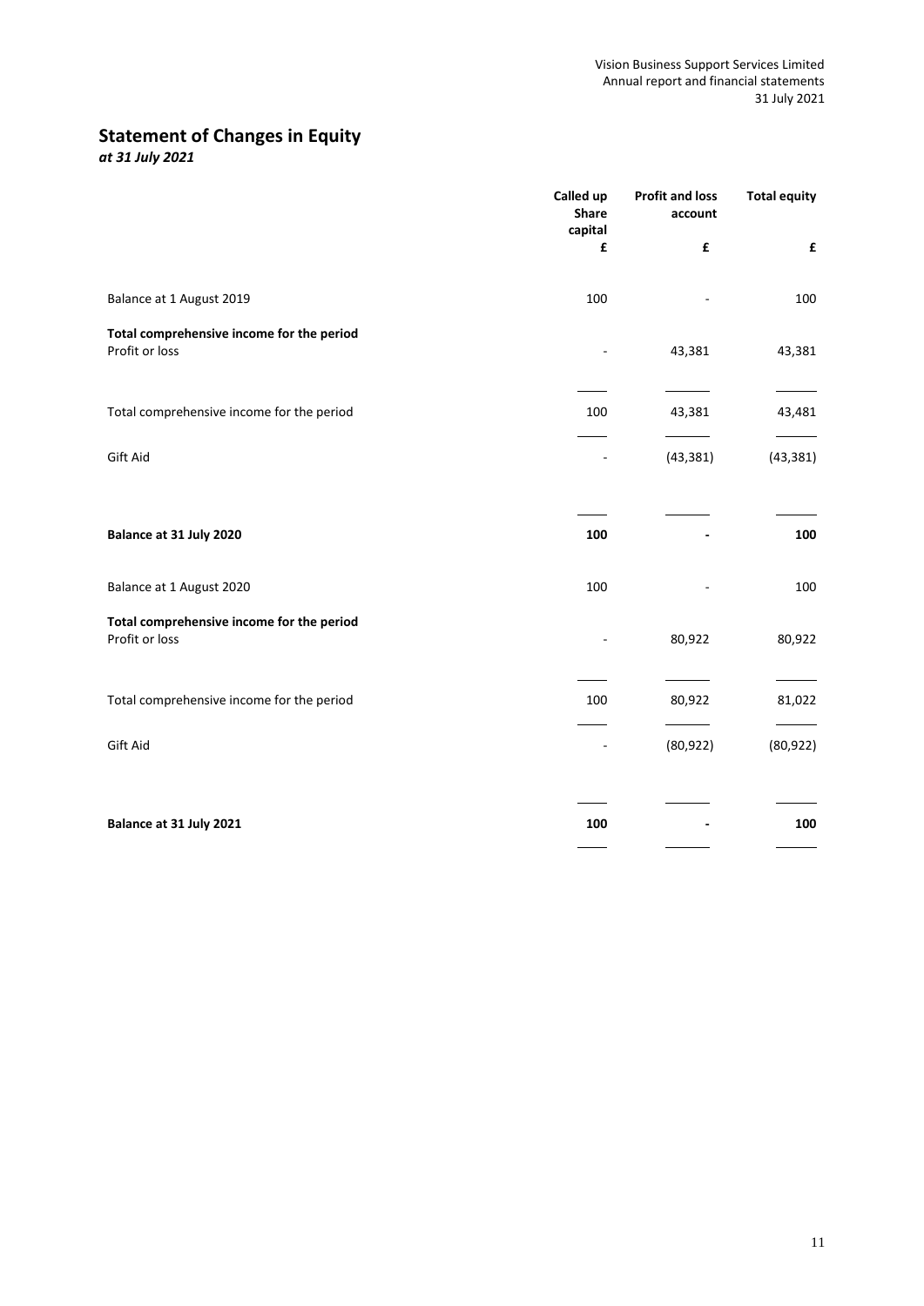## Statement of Changes in Equity

*at 31 July 2021*

| | Called up Share capital | Profit and loss account | Total equity |
|---|---|---|---|
| | £ | £ | £ |
| Balance at 1 August 2019 | 100 | - | 100 |
| **Total comprehensive income for the period** | | | |
| Profit or loss | - | 43,381 | 43,381 |
| Total comprehensive income for the period | 100 | 43,381 | 43,481 |
| Gift Aid | - | (43,381) | (43,381) |
| **Balance at 31 July 2020** | **100** | **-** | **100** |
| Balance at 1 August 2020 | 100 | - | 100 |
| **Total comprehensive income for the period** | | | |
| Profit or loss | - | 80,922 | 80,922 |
| Total comprehensive income for the period | 100 | 80,922 | 81,022 |
| Gift Aid | - | (80,922) | (80,922) |
| **Balance at 31 July 2021** | **100** | **-** | **100** |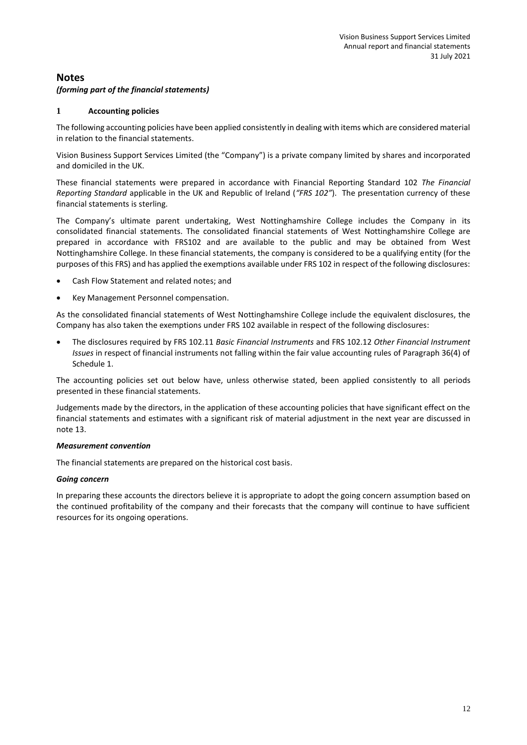# Notes

*(forming part of the financial statements)*

## 1 Accounting policies

The following accounting policies have been applied consistently in dealing with items which are considered material in relation to the financial statements.

Vision Business Support Services Limited (the "Company") is a private company limited by shares and incorporated and domiciled in the UK.

These financial statements were prepared in accordance with Financial Reporting Standard 102 *The Financial Reporting Standard* applicable in the UK and Republic of Ireland (*"FRS 102"*). The presentation currency of these financial statements is sterling.

The Company's ultimate parent undertaking, West Nottinghamshire College includes the Company in its consolidated financial statements. The consolidated financial statements of West Nottinghamshire College are prepared in accordance with FRS102 and are available to the public and may be obtained from West Nottinghamshire College. In these financial statements, the company is considered to be a qualifying entity (for the purposes of this FRS) and has applied the exemptions available under FRS 102 in respect of the following disclosures:

- Cash Flow Statement and related notes; and
- Key Management Personnel compensation.

As the consolidated financial statements of West Nottinghamshire College include the equivalent disclosures, the Company has also taken the exemptions under FRS 102 available in respect of the following disclosures:

- The disclosures required by FRS 102.11 *Basic Financial Instruments* and FRS 102.12 *Other Financial Instrument Issues* in respect of financial instruments not falling within the fair value accounting rules of Paragraph 36(4) of Schedule 1.

The accounting policies set out below have, unless otherwise stated, been applied consistently to all periods presented in these financial statements.

Judgements made by the directors, in the application of these accounting policies that have significant effect on the financial statements and estimates with a significant risk of material adjustment in the next year are discussed in note 13.

***Measurement convention***

The financial statements are prepared on the historical cost basis.

***Going concern***

In preparing these accounts the directors believe it is appropriate to adopt the going concern assumption based on the continued profitability of the company and their forecasts that the company will continue to have sufficient resources for its ongoing operations.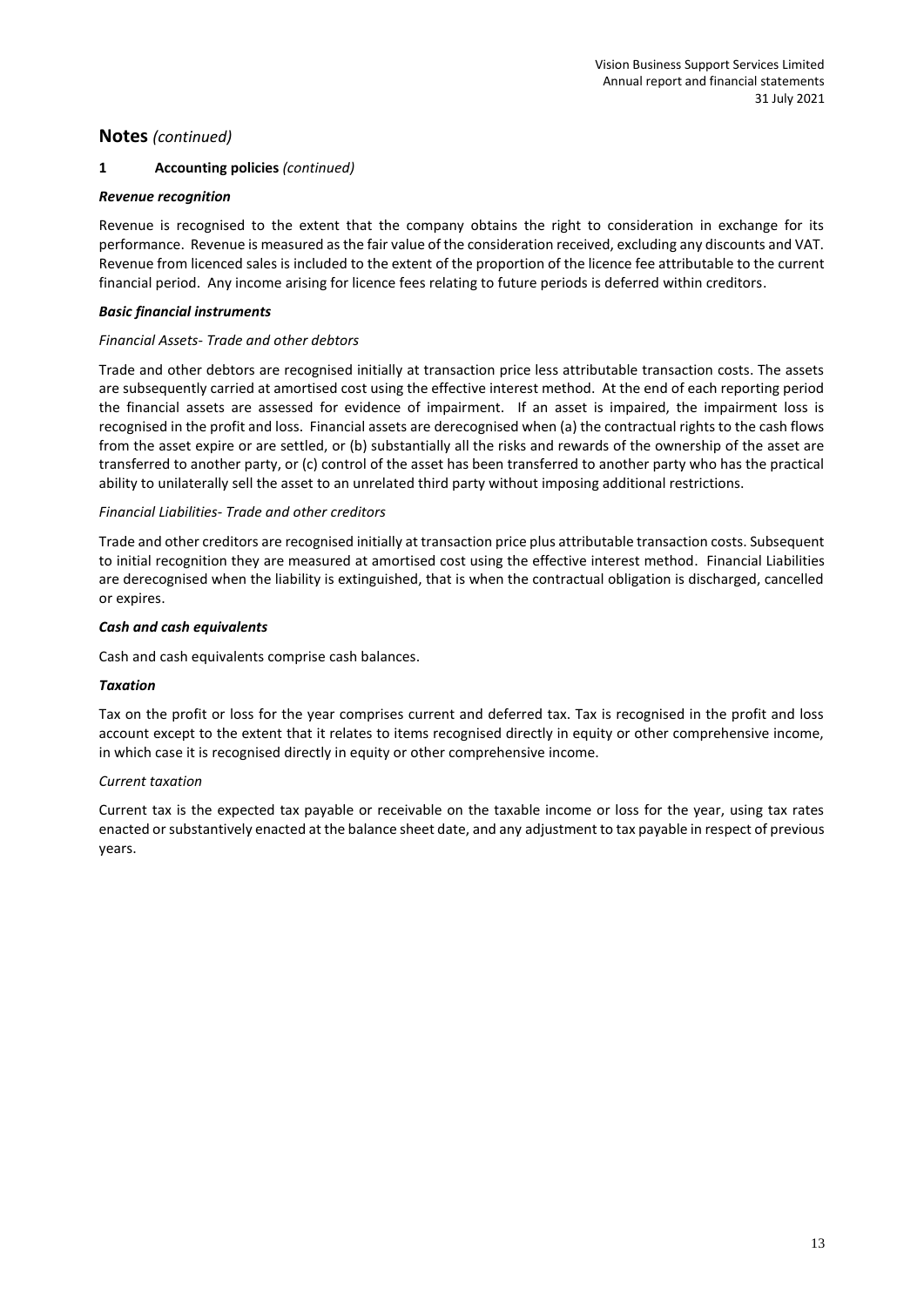## Notes *(continued)*

### 1 Accounting policies *(continued)*

***Revenue recognition***

Revenue is recognised to the extent that the company obtains the right to consideration in exchange for its performance. Revenue is measured as the fair value of the consideration received, excluding any discounts and VAT. Revenue from licenced sales is included to the extent of the proportion of the licence fee attributable to the current financial period. Any income arising for licence fees relating to future periods is deferred within creditors.

***Basic financial instruments***

*Financial Assets- Trade and other debtors*

Trade and other debtors are recognised initially at transaction price less attributable transaction costs. The assets are subsequently carried at amortised cost using the effective interest method. At the end of each reporting period the financial assets are assessed for evidence of impairment. If an asset is impaired, the impairment loss is recognised in the profit and loss. Financial assets are derecognised when (a) the contractual rights to the cash flows from the asset expire or are settled, or (b) substantially all the risks and rewards of the ownership of the asset are transferred to another party, or (c) control of the asset has been transferred to another party who has the practical ability to unilaterally sell the asset to an unrelated third party without imposing additional restrictions.

*Financial Liabilities- Trade and other creditors*

Trade and other creditors are recognised initially at transaction price plus attributable transaction costs. Subsequent to initial recognition they are measured at amortised cost using the effective interest method. Financial Liabilities are derecognised when the liability is extinguished, that is when the contractual obligation is discharged, cancelled or expires.

***Cash and cash equivalents***

Cash and cash equivalents comprise cash balances.

***Taxation***

Tax on the profit or loss for the year comprises current and deferred tax. Tax is recognised in the profit and loss account except to the extent that it relates to items recognised directly in equity or other comprehensive income, in which case it is recognised directly in equity or other comprehensive income.

*Current taxation*

Current tax is the expected tax payable or receivable on the taxable income or loss for the year, using tax rates enacted or substantively enacted at the balance sheet date, and any adjustment to tax payable in respect of previous years.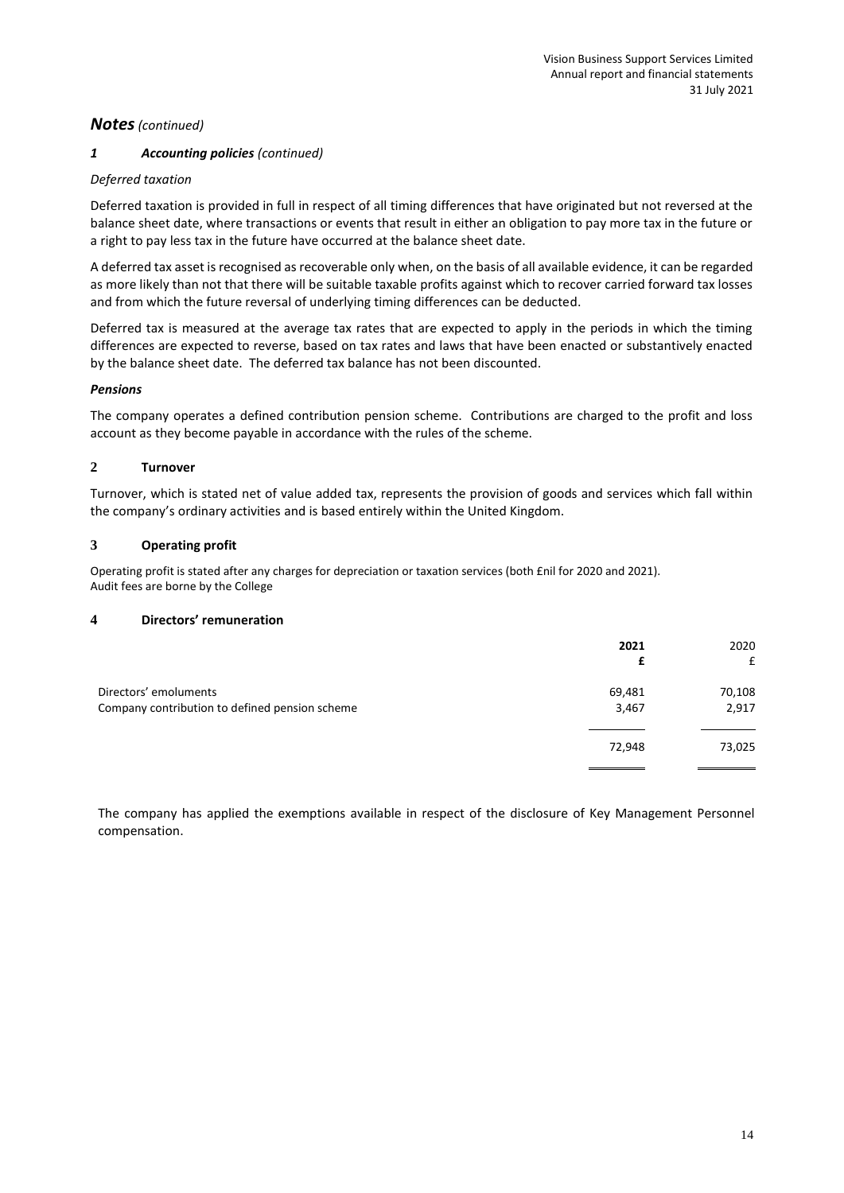## *Notes (continued)*

### *1 Accounting policies (continued)*

*Deferred taxation*

Deferred taxation is provided in full in respect of all timing differences that have originated but not reversed at the balance sheet date, where transactions or events that result in either an obligation to pay more tax in the future or a right to pay less tax in the future have occurred at the balance sheet date.

A deferred tax asset is recognised as recoverable only when, on the basis of all available evidence, it can be regarded as more likely than not that there will be suitable taxable profits against which to recover carried forward tax losses and from which the future reversal of underlying timing differences can be deducted.

Deferred tax is measured at the average tax rates that are expected to apply in the periods in which the timing differences are expected to reverse, based on tax rates and laws that have been enacted or substantively enacted by the balance sheet date. The deferred tax balance has not been discounted.

***Pensions***

The company operates a defined contribution pension scheme. Contributions are charged to the profit and loss account as they become payable in accordance with the rules of the scheme.

### 2 Turnover

Turnover, which is stated net of value added tax, represents the provision of goods and services which fall within the company's ordinary activities and is based entirely within the United Kingdom.

### 3 Operating profit

Operating profit is stated after any charges for depreciation or taxation services (both £nil for 2020 and 2021).
Audit fees are borne by the College

### 4 Directors' remuneration

| | **2021** | 2020 |
|---|---|---|
| | **£** | £ |
| Directors' emoluments | 69,481 | 70,108 |
| Company contribution to defined pension scheme | 3,467 | 2,917 |
| | 72,948 | 73,025 |

The company has applied the exemptions available in respect of the disclosure of Key Management Personnel compensation.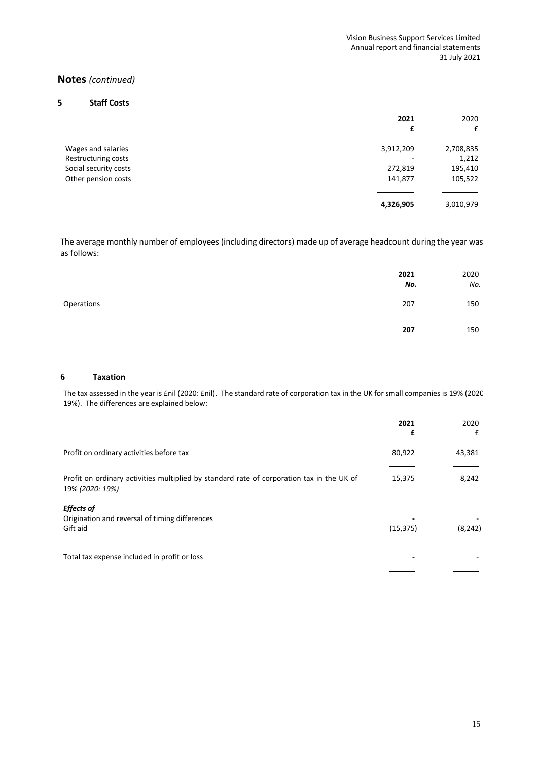## Notes *(continued)*

### 5 Staff Costs

| | 2021 | 2020 |
|---|---|---|
| | £ | £ |
| Wages and salaries | 3,912,209 | 2,708,835 |
| Restructuring costs | - | 1,212 |
| Social security costs | 272,819 | 195,410 |
| Other pension costs | 141,877 | 105,522 |
| | **4,326,905** | 3,010,979 |

The average monthly number of employees (including directors) made up of average headcount during the year was as follows:

| | 2021 | 2020 |
|---|---|---|
| | *No.* | *No.* |
| Operations | 207 | 150 |
| | **207** | 150 |

### 6 Taxation

The tax assessed in the year is £nil (2020: £nil). The standard rate of corporation tax in the UK for small companies is 19% (2020 19%). The differences are explained below:

| | 2021 | 2020 |
|---|---|---|
| | £ | £ |
| Profit on ordinary activities before tax | 80,922 | 43,381 |
| Profit on ordinary activities multiplied by standard rate of corporation tax in the UK of 19% *(2020: 19%)* | 15,375 | 8,242 |
| ***Effects of*** | | |
| Origination and reversal of timing differences | - | - |
| Gift aid | (15,375) | (8,242) |
| Total tax expense included in profit or loss | - | - |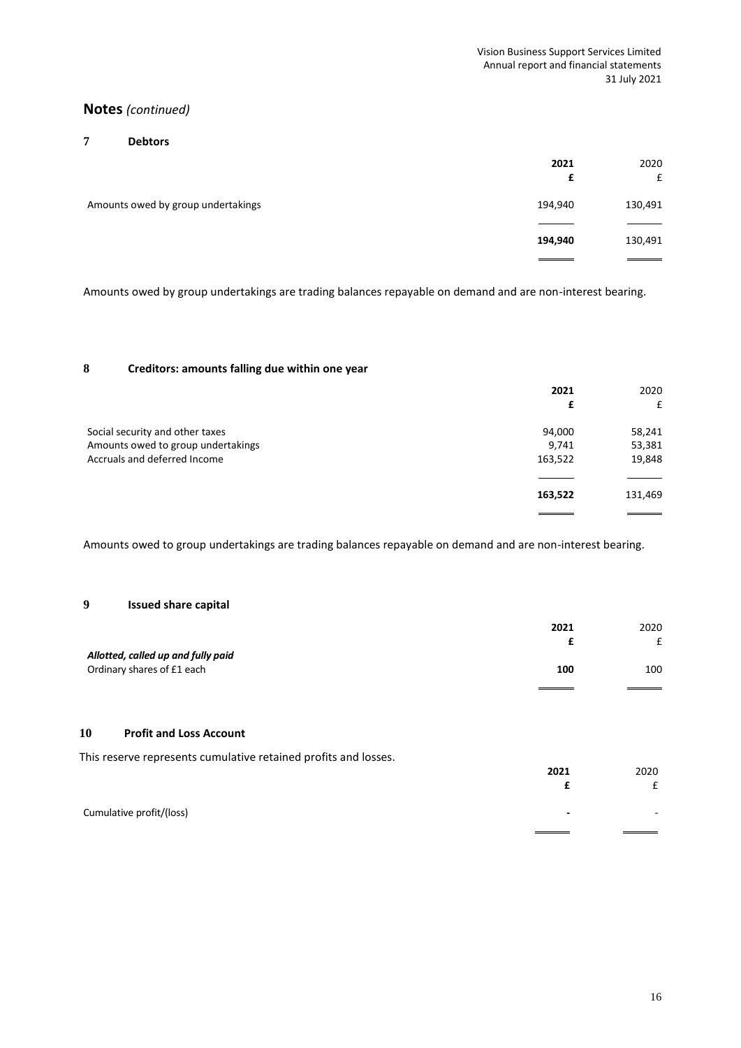## Notes *(continued)*

### 7 Debtors

| | 2021<br>£ | 2020<br>£ |
|---|---|---|
| Amounts owed by group undertakings | 194,940 | 130,491 |
| | **194,940** | 130,491 |

Amounts owed by group undertakings are trading balances repayable on demand and are non-interest bearing.

### 8 Creditors: amounts falling due within one year

| | 2021<br>£ | 2020<br>£ |
|---|---|---|
| Social security and other taxes | 94,000 | 58,241 |
| Amounts owed to group undertakings | 9,741 | 53,381 |
| Accruals and deferred Income | 163,522 | 19,848 |
| | **163,522** | 131,469 |

Amounts owed to group undertakings are trading balances repayable on demand and are non-interest bearing.

### 9 Issued share capital

| | 2021<br>£ | 2020<br>£ |
|---|---|---|
| ***Allotted, called up and fully paid*** | | |
| Ordinary shares of £1 each | **100** | 100 |

### 10 Profit and Loss Account

This reserve represents cumulative retained profits and losses.

| | 2021<br>£ | 2020<br>£ |
|---|---|---|
| Cumulative profit/(loss) | **-** | - |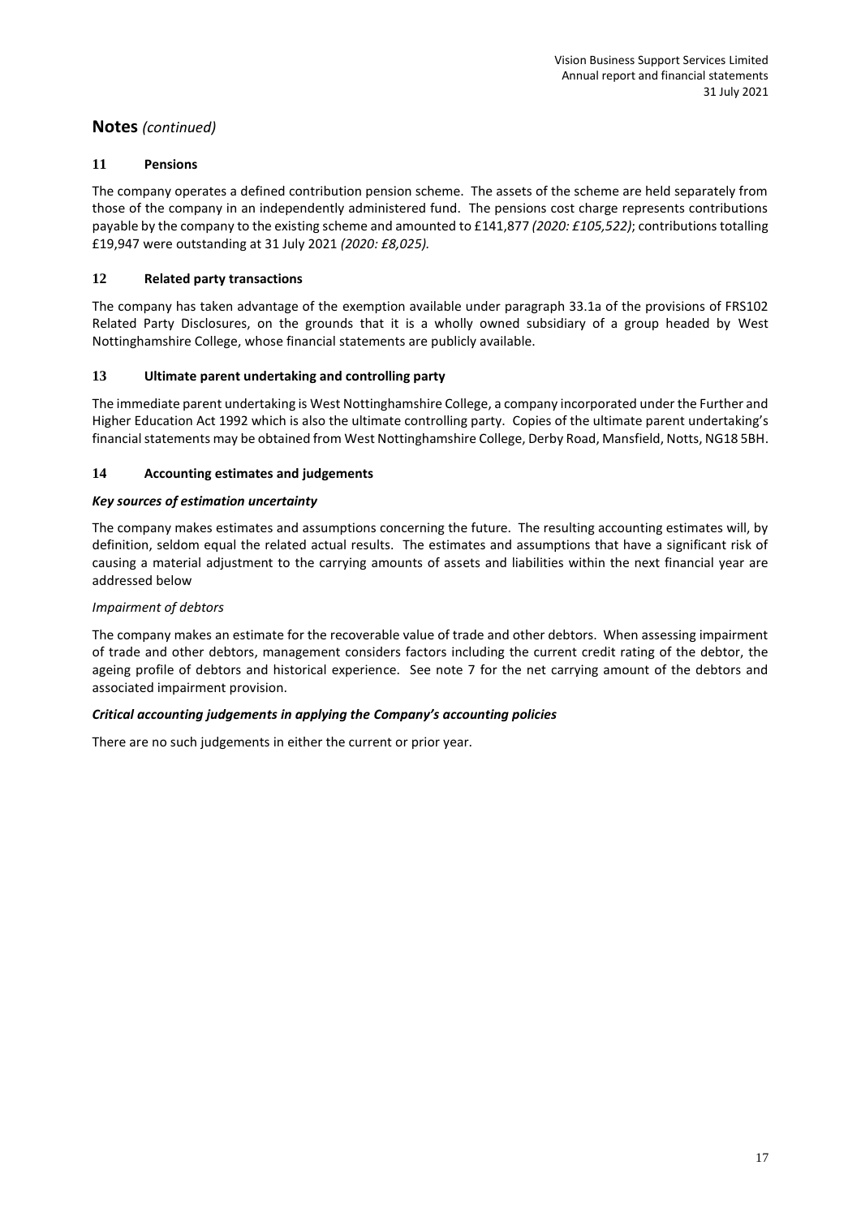## Notes *(continued)*

### 11 Pensions

The company operates a defined contribution pension scheme. The assets of the scheme are held separately from those of the company in an independently administered fund. The pensions cost charge represents contributions payable by the company to the existing scheme and amounted to £141,877 *(2020: £105,522)*; contributions totalling £19,947 were outstanding at 31 July 2021 *(2020: £8,025).*

### 12 Related party transactions

The company has taken advantage of the exemption available under paragraph 33.1a of the provisions of FRS102 Related Party Disclosures, on the grounds that it is a wholly owned subsidiary of a group headed by West Nottinghamshire College, whose financial statements are publicly available.

### 13 Ultimate parent undertaking and controlling party

The immediate parent undertaking is West Nottinghamshire College, a company incorporated under the Further and Higher Education Act 1992 which is also the ultimate controlling party. Copies of the ultimate parent undertaking's financial statements may be obtained from West Nottinghamshire College, Derby Road, Mansfield, Notts, NG18 5BH.

### 14 Accounting estimates and judgements

***Key sources of estimation uncertainty***

The company makes estimates and assumptions concerning the future. The resulting accounting estimates will, by definition, seldom equal the related actual results. The estimates and assumptions that have a significant risk of causing a material adjustment to the carrying amounts of assets and liabilities within the next financial year are addressed below

*Impairment of debtors*

The company makes an estimate for the recoverable value of trade and other debtors. When assessing impairment of trade and other debtors, management considers factors including the current credit rating of the debtor, the ageing profile of debtors and historical experience. See note 7 for the net carrying amount of the debtors and associated impairment provision.

***Critical accounting judgements in applying the Company's accounting policies***

There are no such judgements in either the current or prior year.